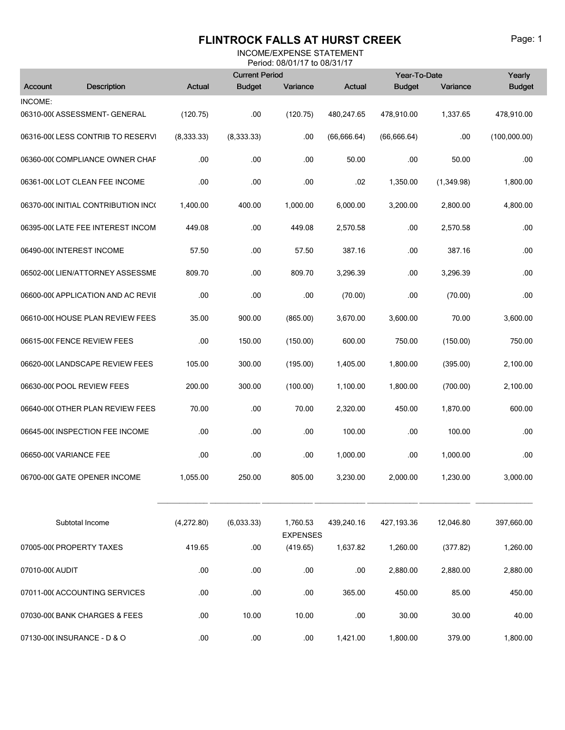# FLINTROCK FALLS AT HURST CREEK

INCOME/EXPENSE STATEMENT
Period: 08/01/17 to 08/31/17

| | | Current Period | | | Year-To-Date | | | Yearly |
|---|---|---|---|---|---|---|---|---|
| Account | Description | Actual | Budget | Variance | Actual | Budget | Variance | Budget |
| INCOME: | | | | | | | | |
| 06310-00( | ASSESSMENT- GENERAL | (120.75) | .00 | (120.75) | 480,247.65 | 478,910.00 | 1,337.65 | 478,910.00 |
| 06316-00( | LESS CONTRIB TO RESERVI | (8,333.33) | (8,333.33) | .00 | (66,666.64) | (66,666.64) | .00 | (100,000.00) |
| 06360-00( | COMPLIANCE OWNER CHAF | .00 | .00 | .00 | 50.00 | .00 | 50.00 | .00 |
| 06361-00( | LOT CLEAN FEE INCOME | .00 | .00 | .00 | .02 | 1,350.00 | (1,349.98) | 1,800.00 |
| 06370-00( | INITIAL CONTRIBUTION INC( | 1,400.00 | 400.00 | 1,000.00 | 6,000.00 | 3,200.00 | 2,800.00 | 4,800.00 |
| 06395-00( | LATE FEE INTEREST INCOM | 449.08 | .00 | 449.08 | 2,570.58 | .00 | 2,570.58 | .00 |
| 06490-00( | INTEREST INCOME | 57.50 | .00 | 57.50 | 387.16 | .00 | 387.16 | .00 |
| 06502-00( | LIEN/ATTORNEY ASSESSME | 809.70 | .00 | 809.70 | 3,296.39 | .00 | 3,296.39 | .00 |
| 06600-00( | APPLICATION AND AC REVIE | .00 | .00 | .00 | (70.00) | .00 | (70.00) | .00 |
| 06610-00( | HOUSE PLAN REVIEW FEES | 35.00 | 900.00 | (865.00) | 3,670.00 | 3,600.00 | 70.00 | 3,600.00 |
| 06615-00( | FENCE REVIEW FEES | .00 | 150.00 | (150.00) | 600.00 | 750.00 | (150.00) | 750.00 |
| 06620-00( | LANDSCAPE REVIEW FEES | 105.00 | 300.00 | (195.00) | 1,405.00 | 1,800.00 | (395.00) | 2,100.00 |
| 06630-00( | POOL REVIEW FEES | 200.00 | 300.00 | (100.00) | 1,100.00 | 1,800.00 | (700.00) | 2,100.00 |
| 06640-00( | OTHER PLAN REVIEW FEES | 70.00 | .00 | 70.00 | 2,320.00 | 450.00 | 1,870.00 | 600.00 |
| 06645-00( | INSPECTION FEE INCOME | .00 | .00 | .00 | 100.00 | .00 | 100.00 | .00 |
| 06650-00( | VARIANCE FEE | .00 | .00 | .00 | 1,000.00 | .00 | 1,000.00 | .00 |
| 06700-00( | GATE OPENER INCOME | 1,055.00 | 250.00 | 805.00 | 3,230.00 | 2,000.00 | 1,230.00 | 3,000.00 |
| | Subtotal Income | (4,272.80) | (6,033.33) | 1,760.53 | 439,240.16 | 427,193.36 | 12,046.80 | 397,660.00 |
| EXPENSES | | | | | | | | |
| 07005-00( | PROPERTY TAXES | 419.65 | .00 | (419.65) | 1,637.82 | 1,260.00 | (377.82) | 1,260.00 |
| 07010-00( | AUDIT | .00 | .00 | .00 | .00 | 2,880.00 | 2,880.00 | 2,880.00 |
| 07011-00( | ACCOUNTING SERVICES | .00 | .00 | .00 | 365.00 | 450.00 | 85.00 | 450.00 |
| 07030-00( | BANK CHARGES & FEES | .00 | 10.00 | 10.00 | .00 | 30.00 | 30.00 | 40.00 |
| 07130-00( | INSURANCE - D & O | .00 | .00 | .00 | 1,421.00 | 1,800.00 | 379.00 | 1,800.00 |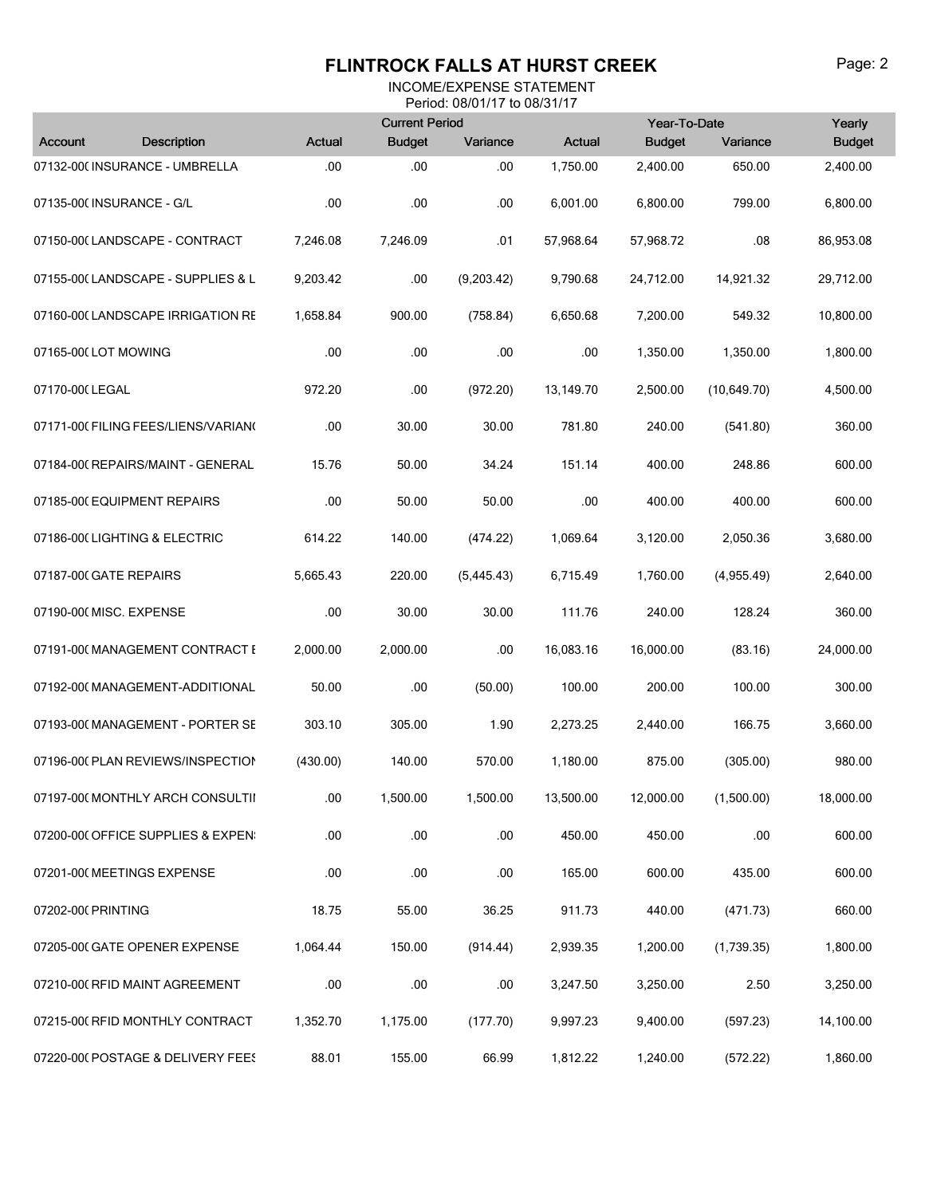# FLINTROCK FALLS AT HURST CREEK

INCOME/EXPENSE STATEMENT
Period: 08/01/17 to 08/31/17

| | | Current Period | | | Year-To-Date | | | Yearly |
|---|---|---|---|---|---|---|---|---|
| Account | Description | Actual | Budget | Variance | Actual | Budget | Variance | Budget |
| 07132-00( | INSURANCE - UMBRELLA | .00 | .00 | .00 | 1,750.00 | 2,400.00 | 650.00 | 2,400.00 |
| 07135-00( | INSURANCE - G/L | .00 | .00 | .00 | 6,001.00 | 6,800.00 | 799.00 | 6,800.00 |
| 07150-00( | LANDSCAPE - CONTRACT | 7,246.08 | 7,246.09 | .01 | 57,968.64 | 57,968.72 | .08 | 86,953.08 |
| 07155-00( | LANDSCAPE - SUPPLIES & L | 9,203.42 | .00 | (9,203.42) | 9,790.68 | 24,712.00 | 14,921.32 | 29,712.00 |
| 07160-00( | LANDSCAPE IRRIGATION RE | 1,658.84 | 900.00 | (758.84) | 6,650.68 | 7,200.00 | 549.32 | 10,800.00 |
| 07165-00( | LOT MOWING | .00 | .00 | .00 | .00 | 1,350.00 | 1,350.00 | 1,800.00 |
| 07170-00( | LEGAL | 972.20 | .00 | (972.20) | 13,149.70 | 2,500.00 | (10,649.70) | 4,500.00 |
| 07171-00( | FILING FEES/LIENS/VARIAN( | .00 | 30.00 | 30.00 | 781.80 | 240.00 | (541.80) | 360.00 |
| 07184-00( | REPAIRS/MAINT - GENERAL | 15.76 | 50.00 | 34.24 | 151.14 | 400.00 | 248.86 | 600.00 |
| 07185-00( | EQUIPMENT REPAIRS | .00 | 50.00 | 50.00 | .00 | 400.00 | 400.00 | 600.00 |
| 07186-00( | LIGHTING & ELECTRIC | 614.22 | 140.00 | (474.22) | 1,069.64 | 3,120.00 | 2,050.36 | 3,680.00 |
| 07187-00( | GATE REPAIRS | 5,665.43 | 220.00 | (5,445.43) | 6,715.49 | 1,760.00 | (4,955.49) | 2,640.00 |
| 07190-00( | MISC. EXPENSE | .00 | 30.00 | 30.00 | 111.76 | 240.00 | 128.24 | 360.00 |
| 07191-00( | MANAGEMENT CONTRACT E | 2,000.00 | 2,000.00 | .00 | 16,083.16 | 16,000.00 | (83.16) | 24,000.00 |
| 07192-00( | MANAGEMENT-ADDITIONAL | 50.00 | .00 | (50.00) | 100.00 | 200.00 | 100.00 | 300.00 |
| 07193-00( | MANAGEMENT - PORTER SE | 303.10 | 305.00 | 1.90 | 2,273.25 | 2,440.00 | 166.75 | 3,660.00 |
| 07196-00( | PLAN REVIEWS/INSPECTION | (430.00) | 140.00 | 570.00 | 1,180.00 | 875.00 | (305.00) | 980.00 |
| 07197-00( | MONTHLY ARCH CONSULTII | .00 | 1,500.00 | 1,500.00 | 13,500.00 | 12,000.00 | (1,500.00) | 18,000.00 |
| 07200-00( | OFFICE SUPPLIES & EXPEN: | .00 | .00 | .00 | 450.00 | 450.00 | .00 | 600.00 |
| 07201-00( | MEETINGS EXPENSE | .00 | .00 | .00 | 165.00 | 600.00 | 435.00 | 600.00 |
| 07202-00( | PRINTING | 18.75 | 55.00 | 36.25 | 911.73 | 440.00 | (471.73) | 660.00 |
| 07205-00( | GATE OPENER EXPENSE | 1,064.44 | 150.00 | (914.44) | 2,939.35 | 1,200.00 | (1,739.35) | 1,800.00 |
| 07210-00( | RFID MAINT AGREEMENT | .00 | .00 | .00 | 3,247.50 | 3,250.00 | 2.50 | 3,250.00 |
| 07215-00( | RFID MONTHLY CONTRACT | 1,352.70 | 1,175.00 | (177.70) | 9,997.23 | 9,400.00 | (597.23) | 14,100.00 |
| 07220-00( | POSTAGE & DELIVERY FEES | 88.01 | 155.00 | 66.99 | 1,812.22 | 1,240.00 | (572.22) | 1,860.00 |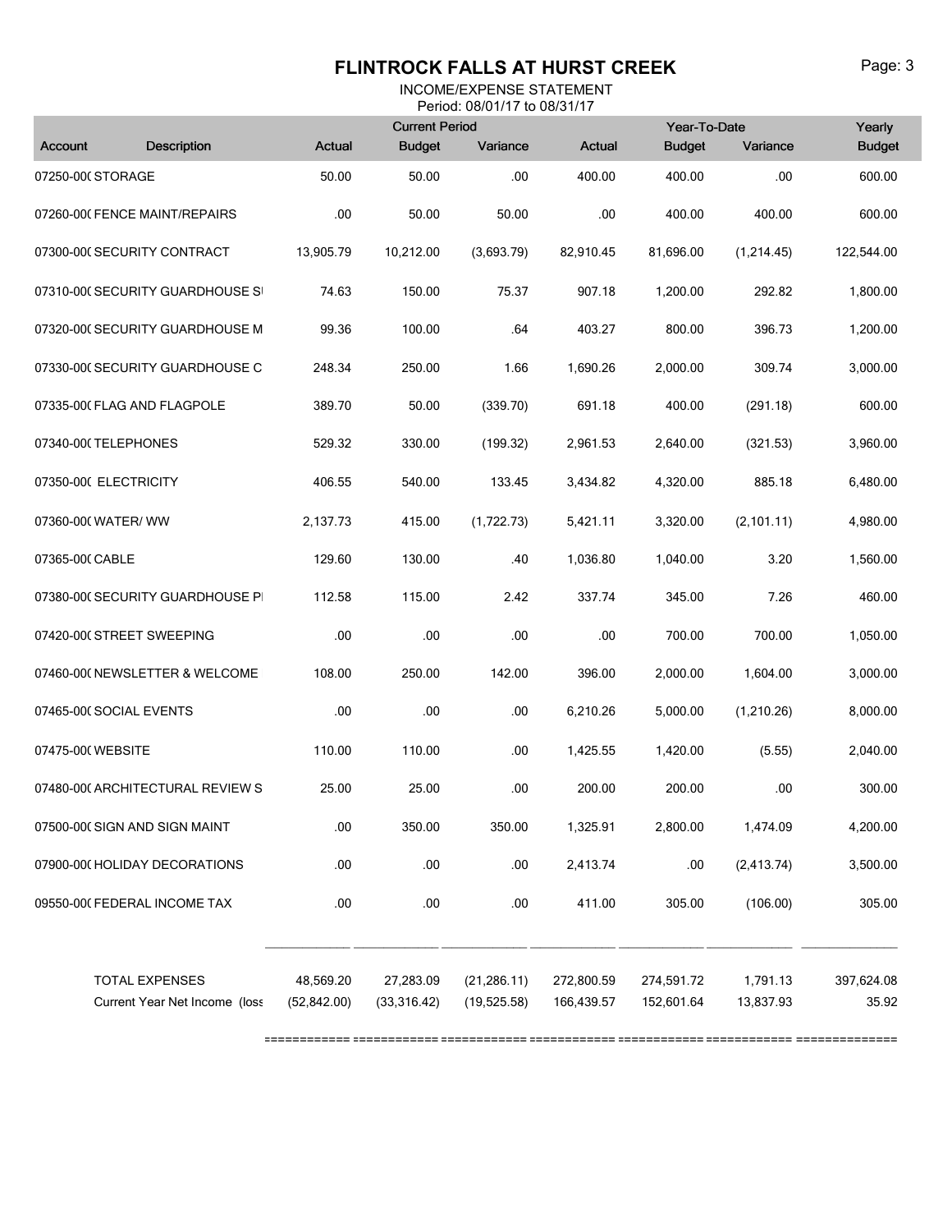# FLINTROCK FALLS AT HURST CREEK

INCOME/EXPENSE STATEMENT
Period: 08/01/17 to 08/31/17

| Account | Description | Current Period Actual | Current Period Budget | Current Period Variance | Year-To-Date Actual | Year-To-Date Budget | Year-To-Date Variance | Yearly Budget |
|---|---|---|---|---|---|---|---|---|
| 07250-00( | STORAGE | 50.00 | 50.00 | .00 | 400.00 | 400.00 | .00 | 600.00 |
| 07260-00( | FENCE MAINT/REPAIRS | .00 | 50.00 | 50.00 | .00 | 400.00 | 400.00 | 600.00 |
| 07300-00( | SECURITY CONTRACT | 13,905.79 | 10,212.00 | (3,693.79) | 82,910.45 | 81,696.00 | (1,214.45) | 122,544.00 |
| 07310-00( | SECURITY GUARDHOUSE SI | 74.63 | 150.00 | 75.37 | 907.18 | 1,200.00 | 292.82 | 1,800.00 |
| 07320-00( | SECURITY GUARDHOUSE M | 99.36 | 100.00 | .64 | 403.27 | 800.00 | 396.73 | 1,200.00 |
| 07330-00( | SECURITY GUARDHOUSE C | 248.34 | 250.00 | 1.66 | 1,690.26 | 2,000.00 | 309.74 | 3,000.00 |
| 07335-00( | FLAG AND FLAGPOLE | 389.70 | 50.00 | (339.70) | 691.18 | 400.00 | (291.18) | 600.00 |
| 07340-00( | TELEPHONES | 529.32 | 330.00 | (199.32) | 2,961.53 | 2,640.00 | (321.53) | 3,960.00 |
| 07350-00( | ELECTRICITY | 406.55 | 540.00 | 133.45 | 3,434.82 | 4,320.00 | 885.18 | 6,480.00 |
| 07360-00( | WATER/ WW | 2,137.73 | 415.00 | (1,722.73) | 5,421.11 | 3,320.00 | (2,101.11) | 4,980.00 |
| 07365-00( | CABLE | 129.60 | 130.00 | .40 | 1,036.80 | 1,040.00 | 3.20 | 1,560.00 |
| 07380-00( | SECURITY GUARDHOUSE PI | 112.58 | 115.00 | 2.42 | 337.74 | 345.00 | 7.26 | 460.00 |
| 07420-00( | STREET SWEEPING | .00 | .00 | .00 | .00 | 700.00 | 700.00 | 1,050.00 |
| 07460-00( | NEWSLETTER & WELCOME | 108.00 | 250.00 | 142.00 | 396.00 | 2,000.00 | 1,604.00 | 3,000.00 |
| 07465-00( | SOCIAL EVENTS | .00 | .00 | .00 | 6,210.26 | 5,000.00 | (1,210.26) | 8,000.00 |
| 07475-00( | WEBSITE | 110.00 | 110.00 | .00 | 1,425.55 | 1,420.00 | (5.55) | 2,040.00 |
| 07480-00( | ARCHITECTURAL REVIEW S | 25.00 | 25.00 | .00 | 200.00 | 200.00 | .00 | 300.00 |
| 07500-00( | SIGN AND SIGN MAINT | .00 | 350.00 | 350.00 | 1,325.91 | 2,800.00 | 1,474.09 | 4,200.00 |
| 07900-00( | HOLIDAY DECORATIONS | .00 | .00 | .00 | 2,413.74 | .00 | (2,413.74) | 3,500.00 |
| 09550-00( | FEDERAL INCOME TAX | .00 | .00 | .00 | 411.00 | 305.00 | (106.00) | 305.00 |
| | TOTAL EXPENSES | 48,569.20 | 27,283.09 | (21,286.11) | 272,800.59 | 274,591.72 | 1,791.13 | 397,624.08 |
| | Current Year Net Income (loss | (52,842.00) | (33,316.42) | (19,525.58) | 166,439.57 | 152,601.64 | 13,837.93 | 35.92 |